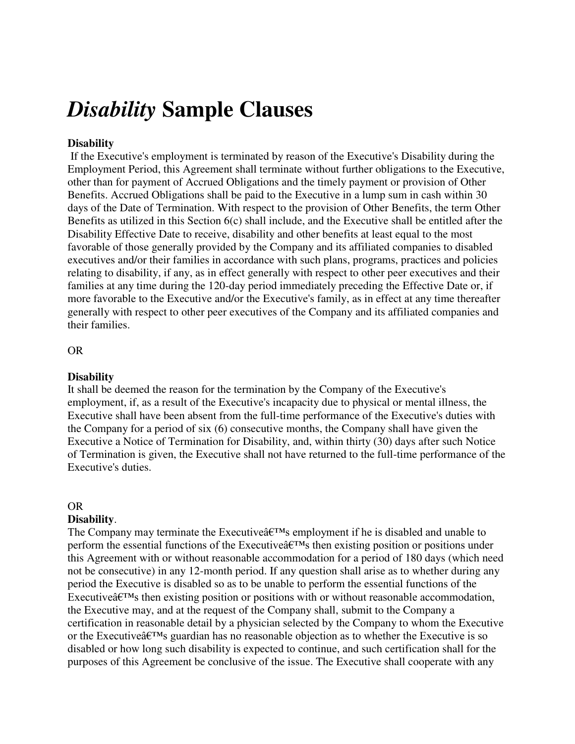# *Disability* Sample Clauses

**Disability**

If the Executive's employment is terminated by reason of the Executive's Disability during the Employment Period, this Agreement shall terminate without further obligations to the Executive, other than for payment of Accrued Obligations and the timely payment or provision of Other Benefits. Accrued Obligations shall be paid to the Executive in a lump sum in cash within 30 days of the Date of Termination. With respect to the provision of Other Benefits, the term Other Benefits as utilized in this Section 6(c) shall include, and the Executive shall be entitled after the Disability Effective Date to receive, disability and other benefits at least equal to the most favorable of those generally provided by the Company and its affiliated companies to disabled executives and/or their families in accordance with such plans, programs, practices and policies relating to disability, if any, as in effect generally with respect to other peer executives and their families at any time during the 120-day period immediately preceding the Effective Date or, if more favorable to the Executive and/or the Executive's family, as in effect at any time thereafter generally with respect to other peer executives of the Company and its affiliated companies and their families.

OR

**Disability**

It shall be deemed the reason for the termination by the Company of the Executive's employment, if, as a result of the Executive's incapacity due to physical or mental illness, the Executive shall have been absent from the full-time performance of the Executive's duties with the Company for a period of six (6) consecutive months, the Company shall have given the Executive a Notice of Termination for Disability, and, within thirty (30) days after such Notice of Termination is given, the Executive shall not have returned to the full-time performance of the Executive's duties.

OR

**Disability**.

The Company may terminate the Executiveâ€™s employment if he is disabled and unable to perform the essential functions of the Executiveâ€™s then existing position or positions under this Agreement with or without reasonable accommodation for a period of 180 days (which need not be consecutive) in any 12-month period. If any question shall arise as to whether during any period the Executive is disabled so as to be unable to perform the essential functions of the Executiveâ€™s then existing position or positions with or without reasonable accommodation, the Executive may, and at the request of the Company shall, submit to the Company a certification in reasonable detail by a physician selected by the Company to whom the Executive or the Executiveâ€™s guardian has no reasonable objection as to whether the Executive is so disabled or how long such disability is expected to continue, and such certification shall for the purposes of this Agreement be conclusive of the issue. The Executive shall cooperate with any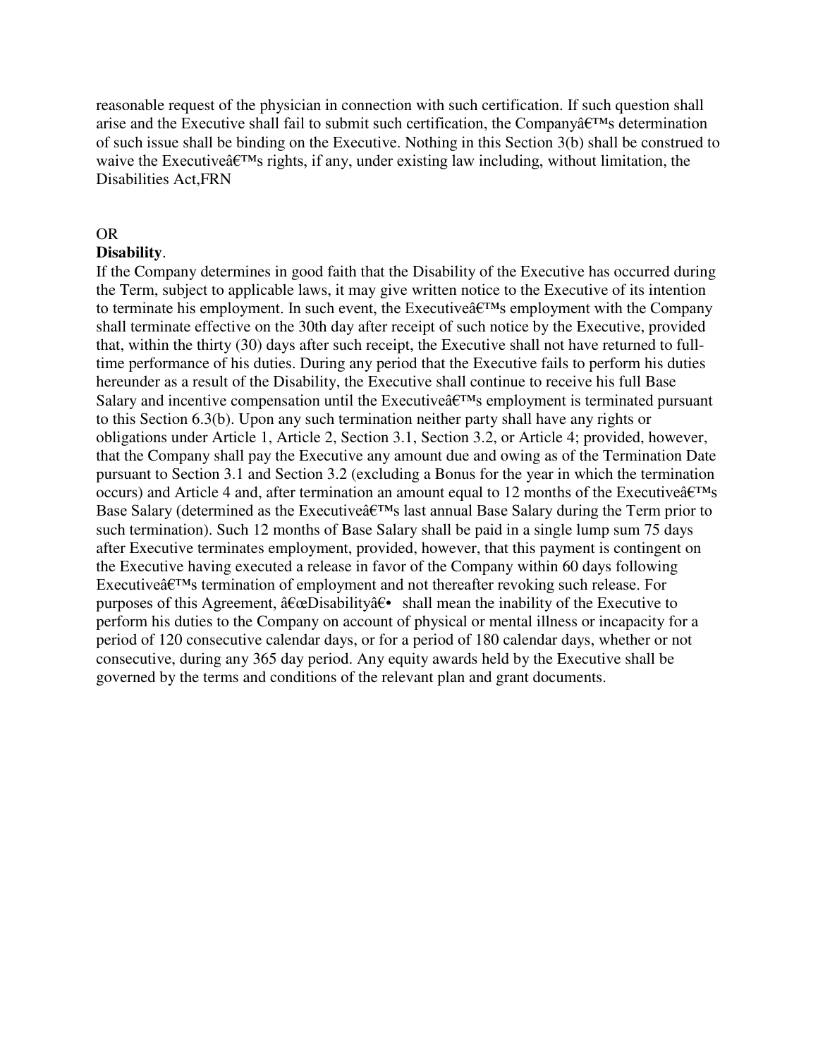reasonable request of the physician in connection with such certification. If such question shall arise and the Executive shall fail to submit such certification, the Companyâ€™s determination of such issue shall be binding on the Executive. Nothing in this Section 3(b) shall be construed to waive the Executiveâ€™s rights, if any, under existing law including, without limitation, the Disabilities Act,FRN

OR

**Disability**.

If the Company determines in good faith that the Disability of the Executive has occurred during the Term, subject to applicable laws, it may give written notice to the Executive of its intention to terminate his employment. In such event, the Executiveâ€™s employment with the Company shall terminate effective on the 30th day after receipt of such notice by the Executive, provided that, within the thirty (30) days after such receipt, the Executive shall not have returned to full-time performance of his duties. During any period that the Executive fails to perform his duties hereunder as a result of the Disability, the Executive shall continue to receive his full Base Salary and incentive compensation until the Executiveâ€™s employment is terminated pursuant to this Section 6.3(b). Upon any such termination neither party shall have any rights or obligations under Article 1, Article 2, Section 3.1, Section 3.2, or Article 4; provided, however, that the Company shall pay the Executive any amount due and owing as of the Termination Date pursuant to Section 3.1 and Section 3.2 (excluding a Bonus for the year in which the termination occurs) and Article 4 and, after termination an amount equal to 12 months of the Executiveâ€™s Base Salary (determined as the Executiveâ€™s last annual Base Salary during the Term prior to such termination). Such 12 months of Base Salary shall be paid in a single lump sum 75 days after Executive terminates employment, provided, however, that this payment is contingent on the Executive having executed a release in favor of the Company within 60 days following Executiveâ€™s termination of employment and not thereafter revoking such release. For purposes of this Agreement, â€œDisabilityâ€• shall mean the inability of the Executive to perform his duties to the Company on account of physical or mental illness or incapacity for a period of 120 consecutive calendar days, or for a period of 180 calendar days, whether or not consecutive, during any 365 day period. Any equity awards held by the Executive shall be governed by the terms and conditions of the relevant plan and grant documents.